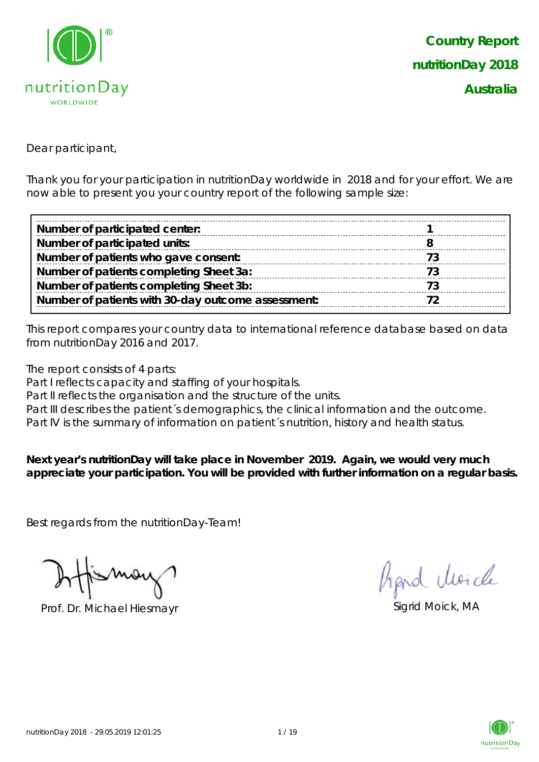# Country Report nutritionDay 2018 Australia

Dear participant,

Thank you for your participation in nutritionDay worldwide in 2018 and for your effort. We are now able to present you your country report of the following sample size:

| | |
|---|---|
| **Number of participated center:** | **1** |
| **Number of participated units:** | **8** |
| **Number of patients who gave consent:** | **73** |
| **Number of patients completing Sheet 3a:** | **73** |
| **Number of patients completing Sheet 3b:** | **73** |
| **Number of patients with 30-day outcome assessment:** | **72** |

This report compares your country data to international reference database based on data from nutritionDay 2016 and 2017.

The report consists of 4 parts:
Part I reflects capacity and staffing of your hospitals.
Part II reflects the organisation and the structure of the units.
Part III describes the patient´s demographics, the clinical information and the outcome.
Part IV is the summary of information on patient´s nutrition, history and health status.

**Next year's nutritionDay will take place in November 2019. Again, we would very much appreciate your participation. You will be provided with further information on a regular basis.**

Best regards from the nutritionDay-Team!

Prof. Dr. Michael Hiesmayr

Sigrid Moick, MA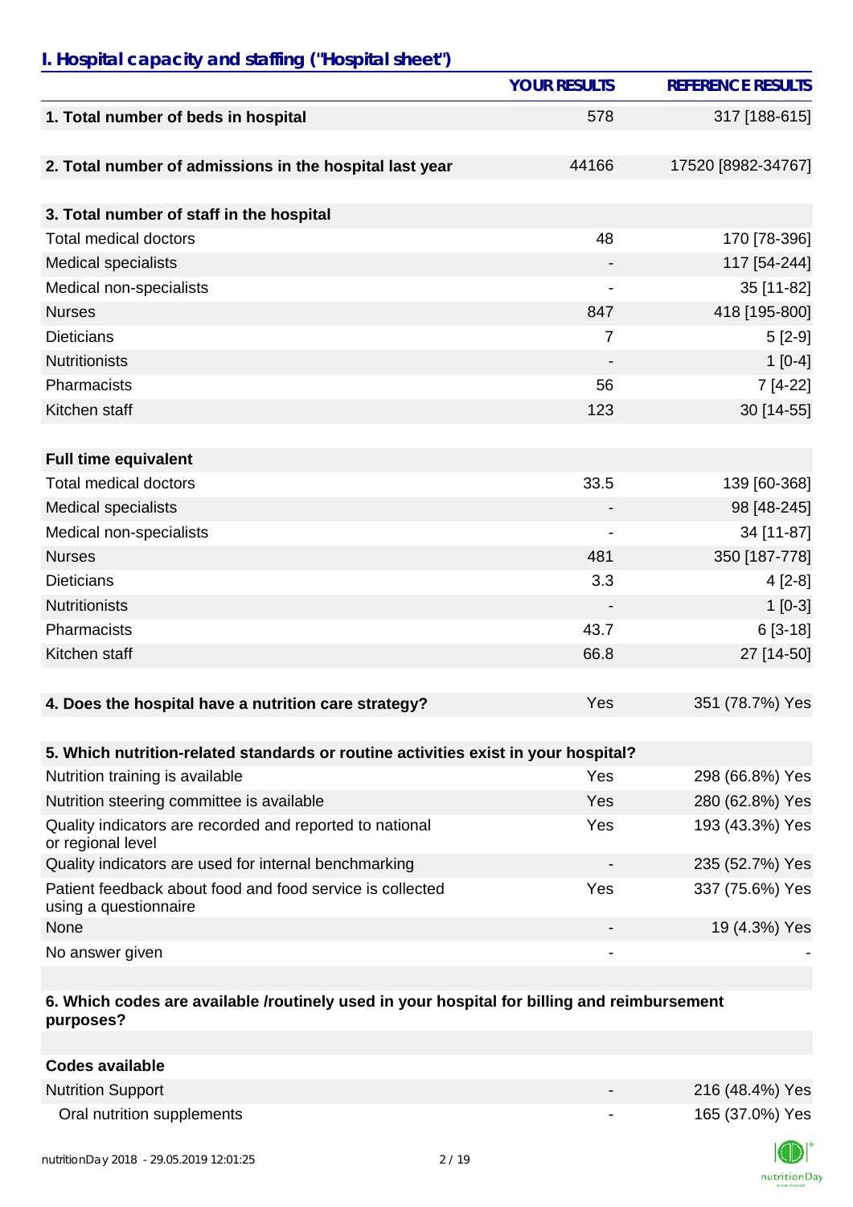## I. Hospital capacity and staffing ("Hospital sheet")

| | YOUR RESULTS | REFERENCE RESULTS |
|---|---|---|
| **1. Total number of beds in hospital** | 578 | 317 [188-615] |
| | | |
| **2. Total number of admissions in the hospital last year** | 44166 | 17520 [8982-34767] |
| | | |
| **3. Total number of staff in the hospital** | | |
| Total medical doctors | 48 | 170 [78-396] |
| Medical specialists | - | 117 [54-244] |
| Medical non-specialists | - | 35 [11-82] |
| Nurses | 847 | 418 [195-800] |
| Dieticians | 7 | 5 [2-9] |
| Nutritionists | - | 1 [0-4] |
| Pharmacists | 56 | 7 [4-22] |
| Kitchen staff | 123 | 30 [14-55] |
| | | |
| **Full time equivalent** | | |
| Total medical doctors | 33.5 | 139 [60-368] |
| Medical specialists | - | 98 [48-245] |
| Medical non-specialists | - | 34 [11-87] |
| Nurses | 481 | 350 [187-778] |
| Dieticians | 3.3 | 4 [2-8] |
| Nutritionists | - | 1 [0-3] |
| Pharmacists | 43.7 | 6 [3-18] |
| Kitchen staff | 66.8 | 27 [14-50] |
| | | |
| **4. Does the hospital have a nutrition care strategy?** | Yes | 351 (78.7%) Yes |
| | | |
| **5. Which nutrition-related standards or routine activities exist in your hospital?** | | |
| Nutrition training is available | Yes | 298 (66.8%) Yes |
| Nutrition steering committee is available | Yes | 280 (62.8%) Yes |
| Quality indicators are recorded and reported to national or regional level | Yes | 193 (43.3%) Yes |
| Quality indicators are used for internal benchmarking | - | 235 (52.7%) Yes |
| Patient feedback about food and food service is collected using a questionnaire | Yes | 337 (75.6%) Yes |
| None | - | 19 (4.3%) Yes |
| No answer given | - | - |
| | | |
| **6. Which codes are available /routinely used in your hospital for billing and reimbursement purposes?** | | |
| | | |
| **Codes available** | | |
| Nutrition Support | - | 216 (48.4%) Yes |
| Oral nutrition supplements | - | 165 (37.0%) Yes |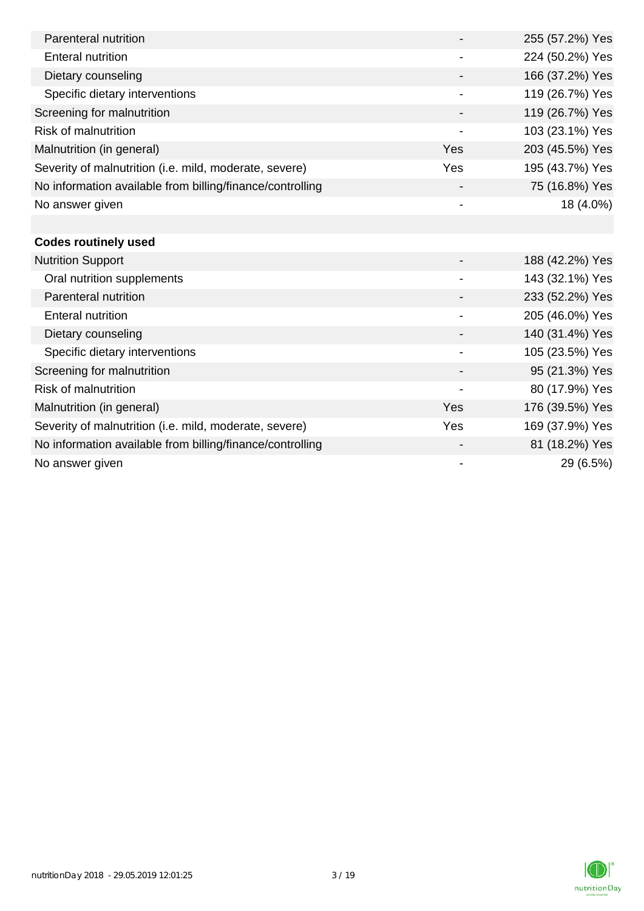| | | |
|---|---|---|
| Parenteral nutrition | - | 255 (57.2%) Yes |
| Enteral nutrition | - | 224 (50.2%) Yes |
| Dietary counseling | - | 166 (37.2%) Yes |
| Specific dietary interventions | - | 119 (26.7%) Yes |
| Screening for malnutrition | - | 119 (26.7%) Yes |
| Risk of malnutrition | - | 103 (23.1%) Yes |
| Malnutrition (in general) | Yes | 203 (45.5%) Yes |
| Severity of malnutrition (i.e. mild, moderate, severe) | Yes | 195 (43.7%) Yes |
| No information available from billing/finance/controlling | - | 75 (16.8%) Yes |
| No answer given | - | 18 (4.0%) |
| | | |
| **Codes routinely used** | | |
| Nutrition Support | - | 188 (42.2%) Yes |
| Oral nutrition supplements | - | 143 (32.1%) Yes |
| Parenteral nutrition | - | 233 (52.2%) Yes |
| Enteral nutrition | - | 205 (46.0%) Yes |
| Dietary counseling | - | 140 (31.4%) Yes |
| Specific dietary interventions | - | 105 (23.5%) Yes |
| Screening for malnutrition | - | 95 (21.3%) Yes |
| Risk of malnutrition | - | 80 (17.9%) Yes |
| Malnutrition (in general) | Yes | 176 (39.5%) Yes |
| Severity of malnutrition (i.e. mild, moderate, severe) | Yes | 169 (37.9%) Yes |
| No information available from billing/finance/controlling | - | 81 (18.2%) Yes |
| No answer given | - | 29 (6.5%) |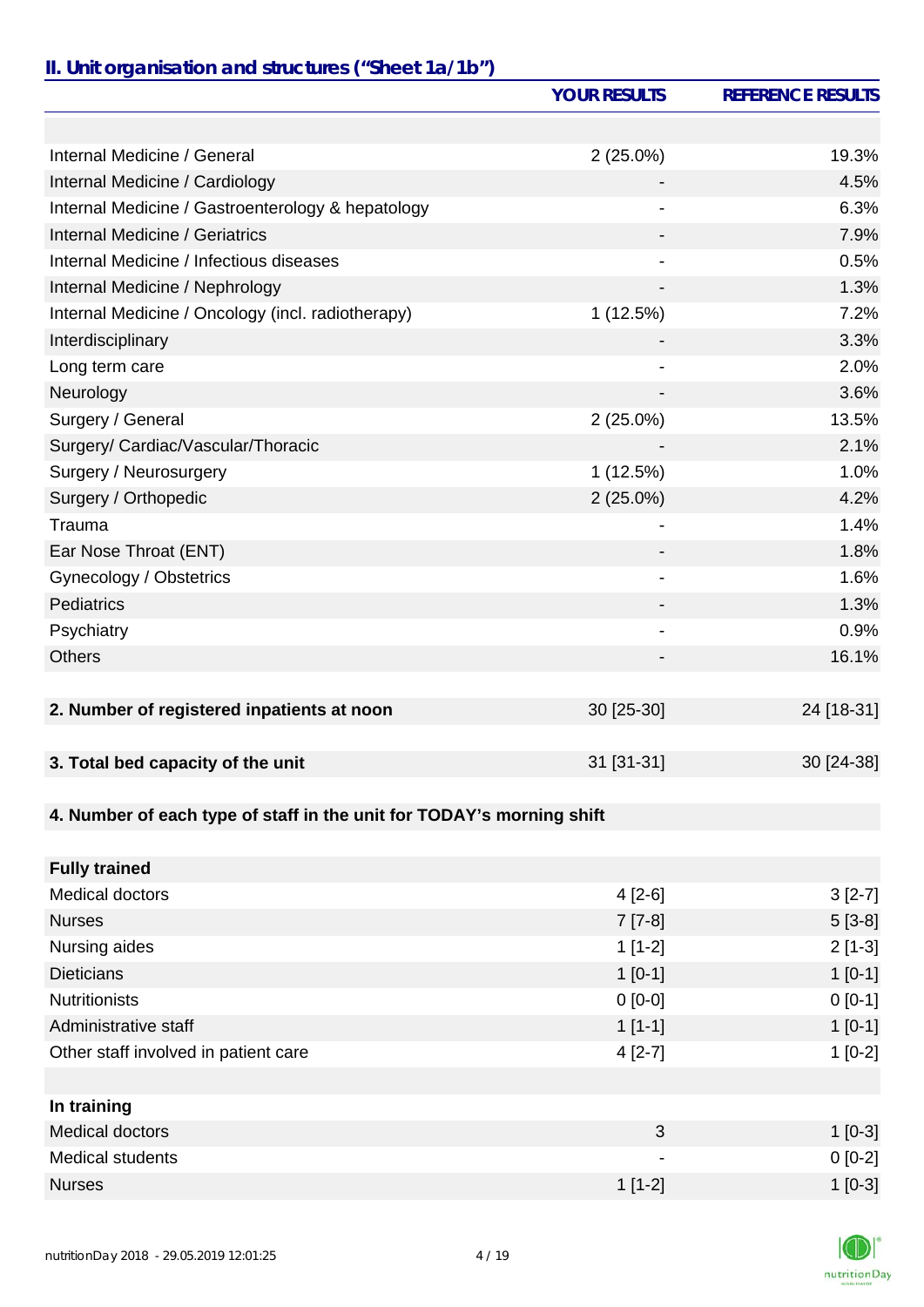## II. Unit organisation and structures ("Sheet 1a/1b")

| | YOUR RESULTS | REFERENCE RESULTS |
|---|---|---|
| | | |
| Internal Medicine / General | 2 (25.0%) | 19.3% |
| Internal Medicine / Cardiology | - | 4.5% |
| Internal Medicine / Gastroenterology & hepatology | - | 6.3% |
| Internal Medicine / Geriatrics | - | 7.9% |
| Internal Medicine / Infectious diseases | - | 0.5% |
| Internal Medicine / Nephrology | - | 1.3% |
| Internal Medicine / Oncology (incl. radiotherapy) | 1 (12.5%) | 7.2% |
| Interdisciplinary | - | 3.3% |
| Long term care | - | 2.0% |
| Neurology | - | 3.6% |
| Surgery / General | 2 (25.0%) | 13.5% |
| Surgery/ Cardiac/Vascular/Thoracic | - | 2.1% |
| Surgery / Neurosurgery | 1 (12.5%) | 1.0% |
| Surgery / Orthopedic | 2 (25.0%) | 4.2% |
| Trauma | - | 1.4% |
| Ear Nose Throat (ENT) | - | 1.8% |
| Gynecology / Obstetrics | - | 1.6% |
| Pediatrics | - | 1.3% |
| Psychiatry | - | 0.9% |
| Others | - | 16.1% |
| | | |
| **2. Number of registered inpatients at noon** | 30 [25-30] | 24 [18-31] |
| | | |
| **3. Total bed capacity of the unit** | 31 [31-31] | 30 [24-38] |
| | | |
| **4. Number of each type of staff in the unit for TODAY's morning shift** | | |
| | | |
| **Fully trained** | | |
| Medical doctors | 4 [2-6] | 3 [2-7] |
| Nurses | 7 [7-8] | 5 [3-8] |
| Nursing aides | 1 [1-2] | 2 [1-3] |
| Dieticians | 1 [0-1] | 1 [0-1] |
| Nutritionists | 0 [0-0] | 0 [0-1] |
| Administrative staff | 1 [1-1] | 1 [0-1] |
| Other staff involved in patient care | 4 [2-7] | 1 [0-2] |
| | | |
| **In training** | | |
| Medical doctors | 3 | 1 [0-3] |
| Medical students | - | 0 [0-2] |
| Nurses | 1 [1-2] | 1 [0-3] |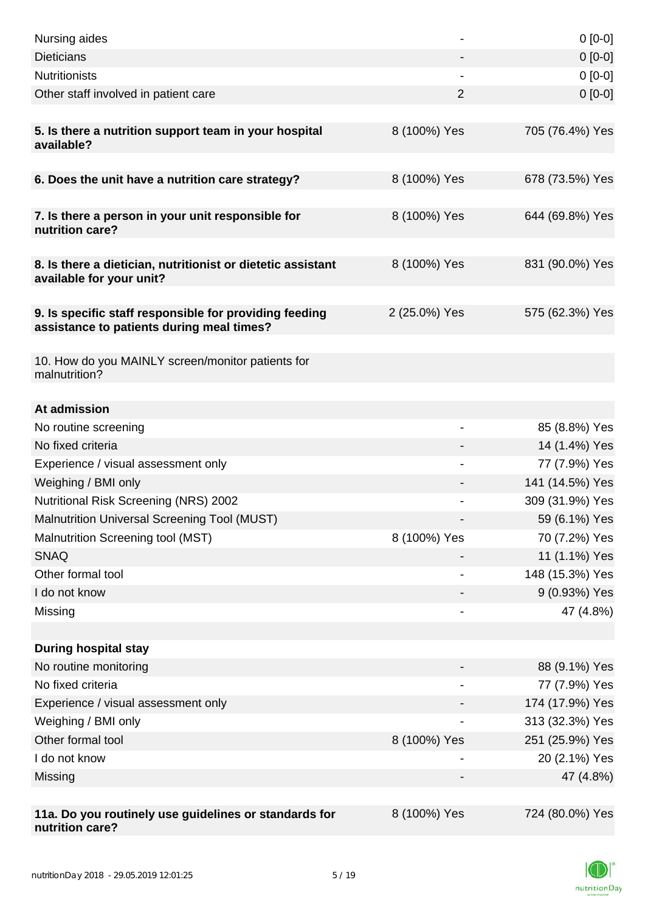| | | |
|---|---|---|
| Nursing aides | - | 0 [0-0] |
| Dieticians | - | 0 [0-0] |
| Nutritionists | - | 0 [0-0] |
| Other staff involved in patient care | 2 | 0 [0-0] |
| | | |
| **5. Is there a nutrition support team in your hospital available?** | 8 (100%) Yes | 705 (76.4%) Yes |
| | | |
| **6. Does the unit have a nutrition care strategy?** | 8 (100%) Yes | 678 (73.5%) Yes |
| | | |
| **7. Is there a person in your unit responsible for nutrition care?** | 8 (100%) Yes | 644 (69.8%) Yes |
| | | |
| **8. Is there a dietician, nutritionist or dietetic assistant available for your unit?** | 8 (100%) Yes | 831 (90.0%) Yes |
| | | |
| **9. Is specific staff responsible for providing feeding assistance to patients during meal times?** | 2 (25.0%) Yes | 575 (62.3%) Yes |
| | | |
| 10. How do you MAINLY screen/monitor patients for malnutrition? | | |
| | | |
| **At admission** | | |
| No routine screening | - | 85 (8.8%) Yes |
| No fixed criteria | - | 14 (1.4%) Yes |
| Experience / visual assessment only | - | 77 (7.9%) Yes |
| Weighing / BMI only | - | 141 (14.5%) Yes |
| Nutritional Risk Screening (NRS) 2002 | - | 309 (31.9%) Yes |
| Malnutrition Universal Screening Tool (MUST) | - | 59 (6.1%) Yes |
| Malnutrition Screening tool (MST) | 8 (100%) Yes | 70 (7.2%) Yes |
| SNAQ | - | 11 (1.1%) Yes |
| Other formal tool | - | 148 (15.3%) Yes |
| I do not know | - | 9 (0.93%) Yes |
| Missing | - | 47 (4.8%) |
| | | |
| **During hospital stay** | | |
| No routine monitoring | - | 88 (9.1%) Yes |
| No fixed criteria | - | 77 (7.9%) Yes |
| Experience / visual assessment only | - | 174 (17.9%) Yes |
| Weighing / BMI only | - | 313 (32.3%) Yes |
| Other formal tool | 8 (100%) Yes | 251 (25.9%) Yes |
| I do not know | - | 20 (2.1%) Yes |
| Missing | - | 47 (4.8%) |
| | | |
| **11a. Do you routinely use guidelines or standards for nutrition care?** | 8 (100%) Yes | 724 (80.0%) Yes |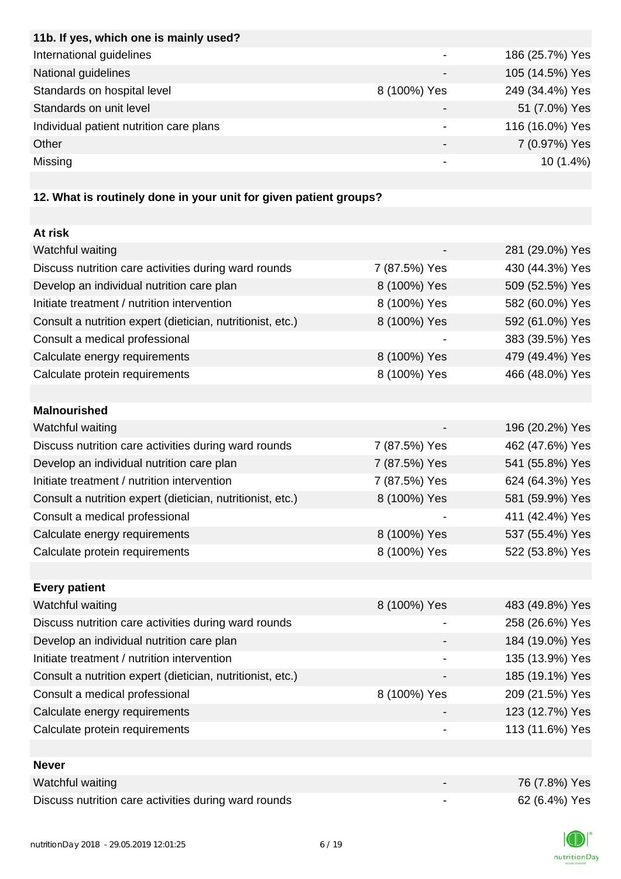| 11b. If yes, which one is mainly used? | | |
|---|---|---|
| International guidelines | - | 186 (25.7%) Yes |
| National guidelines | - | 105 (14.5%) Yes |
| Standards on hospital level | 8 (100%) Yes | 249 (34.4%) Yes |
| Standards on unit level | - | 51 (7.0%) Yes |
| Individual patient nutrition care plans | - | 116 (16.0%) Yes |
| Other | - | 7 (0.97%) Yes |
| Missing | - | 10 (1.4%) |

**12. What is routinely done in your unit for given patient groups?**

| **At risk** | | |
|---|---|---|
| Watchful waiting | - | 281 (29.0%) Yes |
| Discuss nutrition care activities during ward rounds | 7 (87.5%) Yes | 430 (44.3%) Yes |
| Develop an individual nutrition care plan | 8 (100%) Yes | 509 (52.5%) Yes |
| Initiate treatment / nutrition intervention | 8 (100%) Yes | 582 (60.0%) Yes |
| Consult a nutrition expert (dietician, nutritionist, etc.) | 8 (100%) Yes | 592 (61.0%) Yes |
| Consult a medical professional | - | 383 (39.5%) Yes |
| Calculate energy requirements | 8 (100%) Yes | 479 (49.4%) Yes |
| Calculate protein requirements | 8 (100%) Yes | 466 (48.0%) Yes |
| | | |
| **Malnourished** | | |
| Watchful waiting | - | 196 (20.2%) Yes |
| Discuss nutrition care activities during ward rounds | 7 (87.5%) Yes | 462 (47.6%) Yes |
| Develop an individual nutrition care plan | 7 (87.5%) Yes | 541 (55.8%) Yes |
| Initiate treatment / nutrition intervention | 7 (87.5%) Yes | 624 (64.3%) Yes |
| Consult a nutrition expert (dietician, nutritionist, etc.) | 8 (100%) Yes | 581 (59.9%) Yes |
| Consult a medical professional | - | 411 (42.4%) Yes |
| Calculate energy requirements | 8 (100%) Yes | 537 (55.4%) Yes |
| Calculate protein requirements | 8 (100%) Yes | 522 (53.8%) Yes |
| | | |
| **Every patient** | | |
| Watchful waiting | 8 (100%) Yes | 483 (49.8%) Yes |
| Discuss nutrition care activities during ward rounds | - | 258 (26.6%) Yes |
| Develop an individual nutrition care plan | - | 184 (19.0%) Yes |
| Initiate treatment / nutrition intervention | - | 135 (13.9%) Yes |
| Consult a nutrition expert (dietician, nutritionist, etc.) | - | 185 (19.1%) Yes |
| Consult a medical professional | 8 (100%) Yes | 209 (21.5%) Yes |
| Calculate energy requirements | - | 123 (12.7%) Yes |
| Calculate protein requirements | - | 113 (11.6%) Yes |
| | | |
| **Never** | | |
| Watchful waiting | - | 76 (7.8%) Yes |
| Discuss nutrition care activities during ward rounds | - | 62 (6.4%) Yes |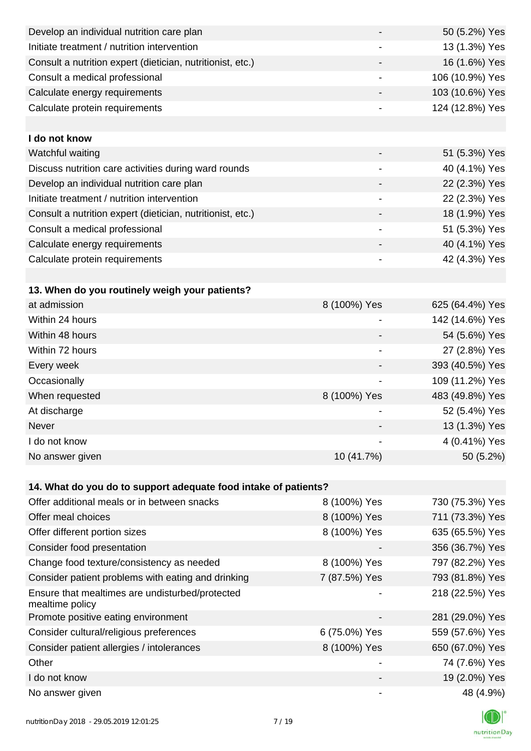| | | |
|---|---|---|
| Develop an individual nutrition care plan | - | 50 (5.2%) Yes |
| Initiate treatment / nutrition intervention | - | 13 (1.3%) Yes |
| Consult a nutrition expert (dietician, nutritionist, etc.) | - | 16 (1.6%) Yes |
| Consult a medical professional | - | 106 (10.9%) Yes |
| Calculate energy requirements | - | 103 (10.6%) Yes |
| Calculate protein requirements | - | 124 (12.8%) Yes |
| | | |
| **I do not know** | | |
| Watchful waiting | - | 51 (5.3%) Yes |
| Discuss nutrition care activities during ward rounds | - | 40 (4.1%) Yes |
| Develop an individual nutrition care plan | - | 22 (2.3%) Yes |
| Initiate treatment / nutrition intervention | - | 22 (2.3%) Yes |
| Consult a nutrition expert (dietician, nutritionist, etc.) | - | 18 (1.9%) Yes |
| Consult a medical professional | - | 51 (5.3%) Yes |
| Calculate energy requirements | - | 40 (4.1%) Yes |
| Calculate protein requirements | - | 42 (4.3%) Yes |

| **13. When do you routinely weigh your patients?** | | |
|---|---|---|
| at admission | 8 (100%) Yes | 625 (64.4%) Yes |
| Within 24 hours | - | 142 (14.6%) Yes |
| Within 48 hours | - | 54 (5.6%) Yes |
| Within 72 hours | - | 27 (2.8%) Yes |
| Every week | - | 393 (40.5%) Yes |
| Occasionally | - | 109 (11.2%) Yes |
| When requested | 8 (100%) Yes | 483 (49.8%) Yes |
| At discharge | - | 52 (5.4%) Yes |
| Never | - | 13 (1.3%) Yes |
| I do not know | - | 4 (0.41%) Yes |
| No answer given | 10 (41.7%) | 50 (5.2%) |

| **14. What do you do to support adequate food intake of patients?** | | |
|---|---|---|
| Offer additional meals or in between snacks | 8 (100%) Yes | 730 (75.3%) Yes |
| Offer meal choices | 8 (100%) Yes | 711 (73.3%) Yes |
| Offer different portion sizes | 8 (100%) Yes | 635 (65.5%) Yes |
| Consider food presentation | - | 356 (36.7%) Yes |
| Change food texture/consistency as needed | 8 (100%) Yes | 797 (82.2%) Yes |
| Consider patient problems with eating and drinking | 7 (87.5%) Yes | 793 (81.8%) Yes |
| Ensure that mealtimes are undisturbed/protected mealtime policy | - | 218 (22.5%) Yes |
| Promote positive eating environment | - | 281 (29.0%) Yes |
| Consider cultural/religious preferences | 6 (75.0%) Yes | 559 (57.6%) Yes |
| Consider patient allergies / intolerances | 8 (100%) Yes | 650 (67.0%) Yes |
| Other | - | 74 (7.6%) Yes |
| I do not know | - | 19 (2.0%) Yes |
| No answer given | - | 48 (4.9%) |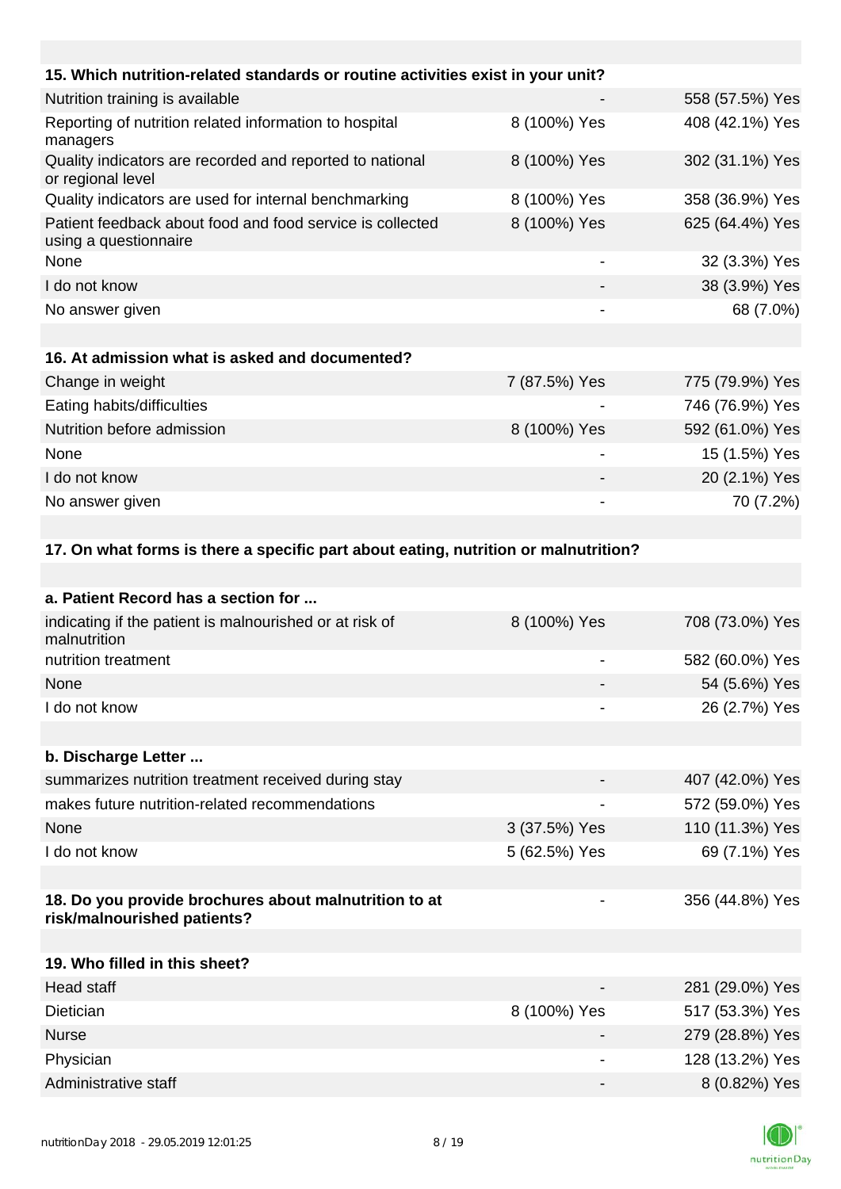| 15. Which nutrition-related standards or routine activities exist in your unit? | | |
|---|---|---|
| Nutrition training is available | - | 558 (57.5%) Yes |
| Reporting of nutrition related information to hospital managers | 8 (100%) Yes | 408 (42.1%) Yes |
| Quality indicators are recorded and reported to national or regional level | 8 (100%) Yes | 302 (31.1%) Yes |
| Quality indicators are used for internal benchmarking | 8 (100%) Yes | 358 (36.9%) Yes |
| Patient feedback about food and food service is collected using a questionnaire | 8 (100%) Yes | 625 (64.4%) Yes |
| None | - | 32 (3.3%) Yes |
| I do not know | - | 38 (3.9%) Yes |
| No answer given | - | 68 (7.0%) |

| 16. At admission what is asked and documented? | | |
|---|---|---|
| Change in weight | 7 (87.5%) Yes | 775 (79.9%) Yes |
| Eating habits/difficulties | - | 746 (76.9%) Yes |
| Nutrition before admission | 8 (100%) Yes | 592 (61.0%) Yes |
| None | - | 15 (1.5%) Yes |
| I do not know | - | 20 (2.1%) Yes |
| No answer given | - | 70 (7.2%) |

**17. On what forms is there a specific part about eating, nutrition or malnutrition?**

| a. Patient Record has a section for ... | | |
|---|---|---|
| indicating if the patient is malnourished or at risk of malnutrition | 8 (100%) Yes | 708 (73.0%) Yes |
| nutrition treatment | - | 582 (60.0%) Yes |
| None | - | 54 (5.6%) Yes |
| I do not know | - | 26 (2.7%) Yes |

| b. Discharge Letter ... | | |
|---|---|---|
| summarizes nutrition treatment received during stay | - | 407 (42.0%) Yes |
| makes future nutrition-related recommendations | - | 572 (59.0%) Yes |
| None | 3 (37.5%) Yes | 110 (11.3%) Yes |
| I do not know | 5 (62.5%) Yes | 69 (7.1%) Yes |

| 18. Do you provide brochures about malnutrition to at risk/malnourished patients? | - | 356 (44.8%) Yes |
|---|---|---|

| 19. Who filled in this sheet? | | |
|---|---|---|
| Head staff | - | 281 (29.0%) Yes |
| Dietician | 8 (100%) Yes | 517 (53.3%) Yes |
| Nurse | - | 279 (28.8%) Yes |
| Physician | - | 128 (13.2%) Yes |
| Administrative staff | - | 8 (0.82%) Yes |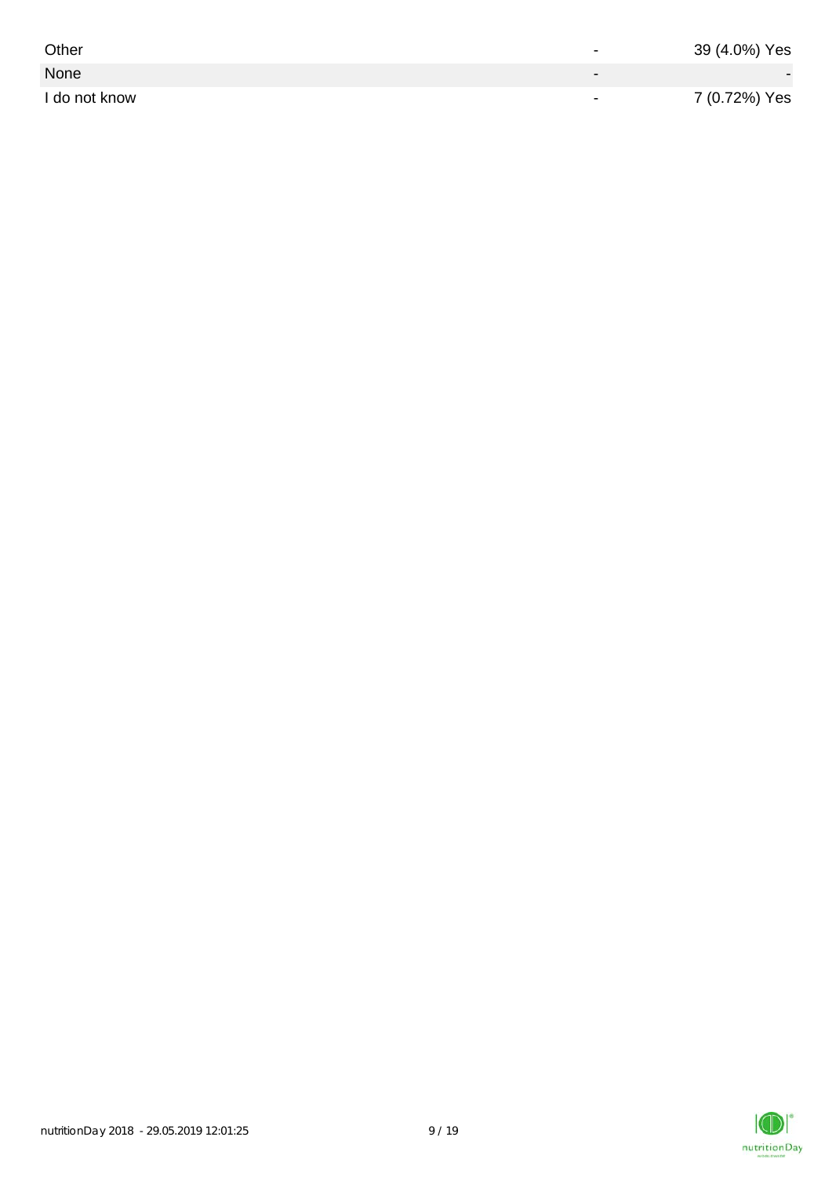| | | |
|---|---|---|
| Other | - | 39 (4.0%) Yes |
| None | - | - |
| I do not know | - | 7 (0.72%) Yes |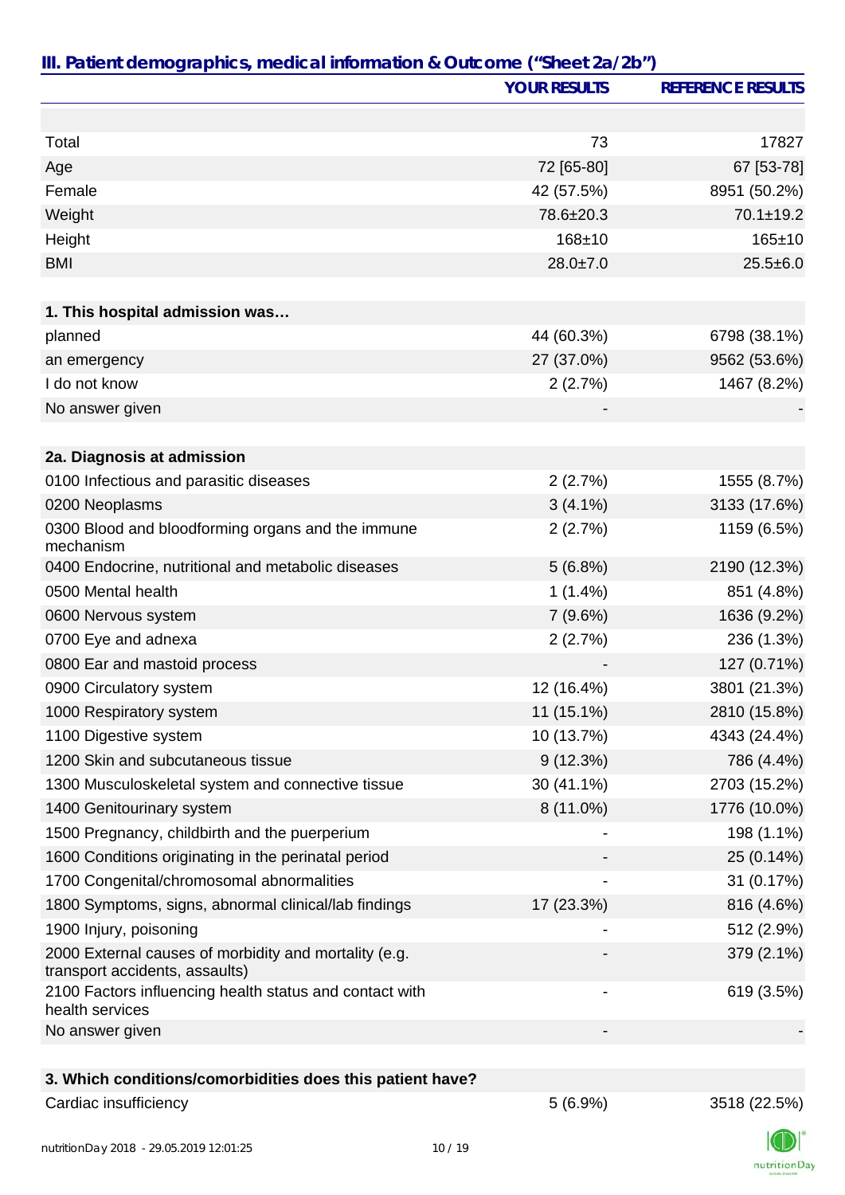## III. Patient demographics, medical information & Outcome ("Sheet 2a/2b")

| | YOUR RESULTS | REFERENCE RESULTS |
|---|---|---|
| | | |
| Total | 73 | 17827 |
| Age | 72 [65-80] | 67 [53-78] |
| Female | 42 (57.5%) | 8951 (50.2%) |
| Weight | 78.6±20.3 | 70.1±19.2 |
| Height | 168±10 | 165±10 |
| BMI | 28.0±7.0 | 25.5±6.0 |
| | | |
| **1. This hospital admission was…** | | |
| planned | 44 (60.3%) | 6798 (38.1%) |
| an emergency | 27 (37.0%) | 9562 (53.6%) |
| I do not know | 2 (2.7%) | 1467 (8.2%) |
| No answer given | - | - |
| | | |
| **2a. Diagnosis at admission** | | |
| 0100 Infectious and parasitic diseases | 2 (2.7%) | 1555 (8.7%) |
| 0200 Neoplasms | 3 (4.1%) | 3133 (17.6%) |
| 0300 Blood and bloodforming organs and the immune mechanism | 2 (2.7%) | 1159 (6.5%) |
| 0400 Endocrine, nutritional and metabolic diseases | 5 (6.8%) | 2190 (12.3%) |
| 0500 Mental health | 1 (1.4%) | 851 (4.8%) |
| 0600 Nervous system | 7 (9.6%) | 1636 (9.2%) |
| 0700 Eye and adnexa | 2 (2.7%) | 236 (1.3%) |
| 0800 Ear and mastoid process | - | 127 (0.71%) |
| 0900 Circulatory system | 12 (16.4%) | 3801 (21.3%) |
| 1000 Respiratory system | 11 (15.1%) | 2810 (15.8%) |
| 1100 Digestive system | 10 (13.7%) | 4343 (24.4%) |
| 1200 Skin and subcutaneous tissue | 9 (12.3%) | 786 (4.4%) |
| 1300 Musculoskeletal system and connective tissue | 30 (41.1%) | 2703 (15.2%) |
| 1400 Genitourinary system | 8 (11.0%) | 1776 (10.0%) |
| 1500 Pregnancy, childbirth and the puerperium | - | 198 (1.1%) |
| 1600 Conditions originating in the perinatal period | - | 25 (0.14%) |
| 1700 Congenital/chromosomal abnormalities | - | 31 (0.17%) |
| 1800 Symptoms, signs, abnormal clinical/lab findings | 17 (23.3%) | 816 (4.6%) |
| 1900 Injury, poisoning | - | 512 (2.9%) |
| 2000 External causes of morbidity and mortality (e.g. transport accidents, assaults) | - | 379 (2.1%) |
| 2100 Factors influencing health status and contact with health services | - | 619 (3.5%) |
| No answer given | - | - |
| | | |
| **3. Which conditions/comorbidities does this patient have?** | | |
| Cardiac insufficiency | 5 (6.9%) | 3518 (22.5%) |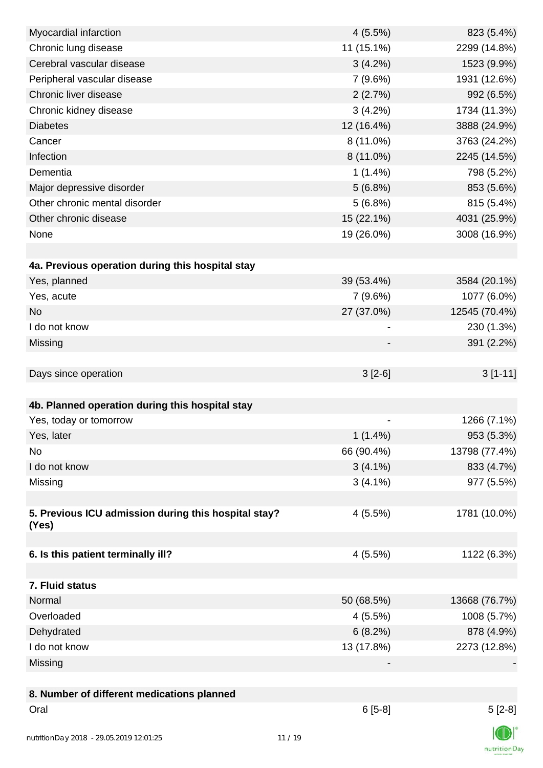| | | |
|---|---|---|
| Myocardial infarction | 4 (5.5%) | 823 (5.4%) |
| Chronic lung disease | 11 (15.1%) | 2299 (14.8%) |
| Cerebral vascular disease | 3 (4.2%) | 1523 (9.9%) |
| Peripheral vascular disease | 7 (9.6%) | 1931 (12.6%) |
| Chronic liver disease | 2 (2.7%) | 992 (6.5%) |
| Chronic kidney disease | 3 (4.2%) | 1734 (11.3%) |
| Diabetes | 12 (16.4%) | 3888 (24.9%) |
| Cancer | 8 (11.0%) | 3763 (24.2%) |
| Infection | 8 (11.0%) | 2245 (14.5%) |
| Dementia | 1 (1.4%) | 798 (5.2%) |
| Major depressive disorder | 5 (6.8%) | 853 (5.6%) |
| Other chronic mental disorder | 5 (6.8%) | 815 (5.4%) |
| Other chronic disease | 15 (22.1%) | 4031 (25.9%) |
| None | 19 (26.0%) | 3008 (16.9%) |
| | | |
| **4a. Previous operation during this hospital stay** | | |
| Yes, planned | 39 (53.4%) | 3584 (20.1%) |
| Yes, acute | 7 (9.6%) | 1077 (6.0%) |
| No | 27 (37.0%) | 12545 (70.4%) |
| I do not know | - | 230 (1.3%) |
| Missing | - | 391 (2.2%) |
| | | |
| Days since operation | 3 [2-6] | 3 [1-11] |
| | | |
| **4b. Planned operation during this hospital stay** | | |
| Yes, today or tomorrow | - | 1266 (7.1%) |
| Yes, later | 1 (1.4%) | 953 (5.3%) |
| No | 66 (90.4%) | 13798 (77.4%) |
| I do not know | 3 (4.1%) | 833 (4.7%) |
| Missing | 3 (4.1%) | 977 (5.5%) |
| | | |
| **5. Previous ICU admission during this hospital stay? (Yes)** | 4 (5.5%) | 1781 (10.0%) |
| | | |
| **6. Is this patient terminally ill?** | 4 (5.5%) | 1122 (6.3%) |
| | | |
| **7. Fluid status** | | |
| Normal | 50 (68.5%) | 13668 (76.7%) |
| Overloaded | 4 (5.5%) | 1008 (5.7%) |
| Dehydrated | 6 (8.2%) | 878 (4.9%) |
| I do not know | 13 (17.8%) | 2273 (12.8%) |
| Missing | - | - |
| | | |
| **8. Number of different medications planned** | | |
| Oral | 6 [5-8] | 5 [2-8] |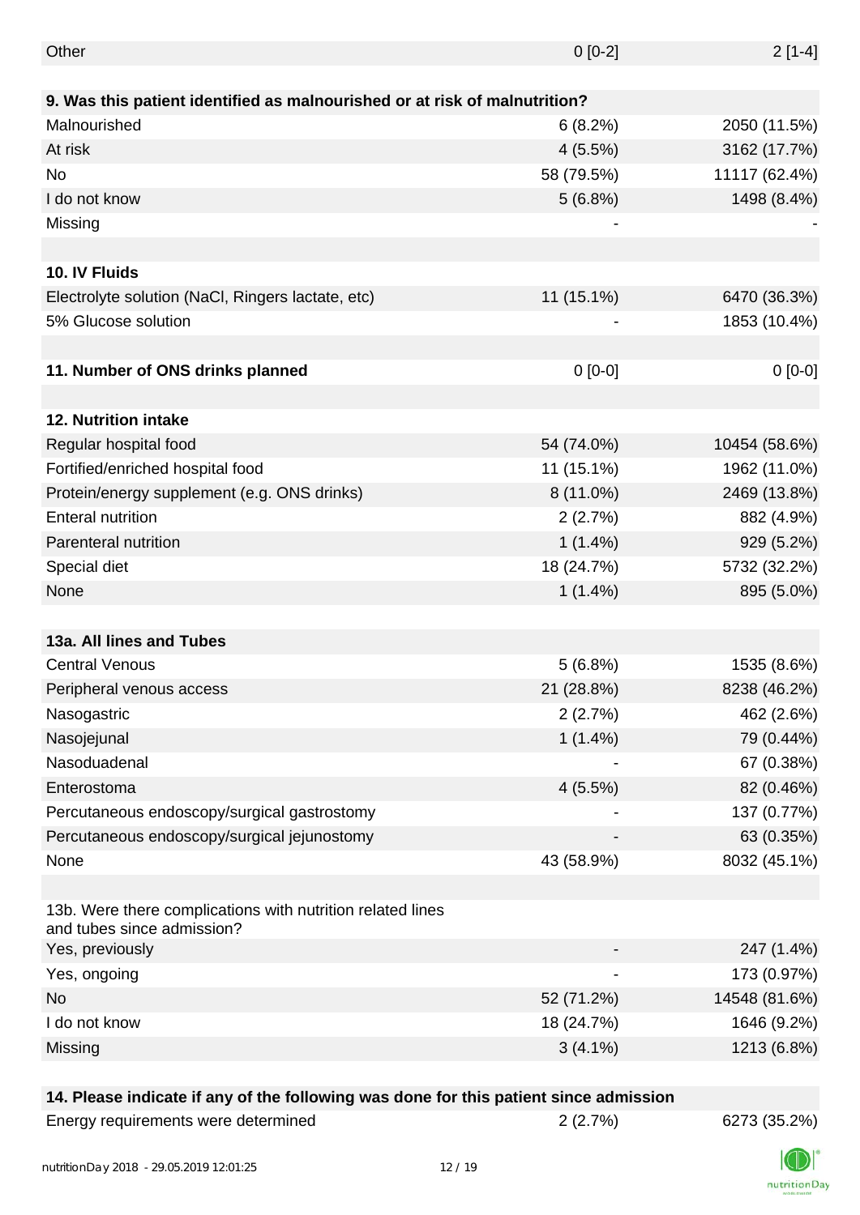| | | |
|---|---|---|
| Other | 0 [0-2] | 2 [1-4] |
| | | |
| **9. Was this patient identified as malnourished or at risk of malnutrition?** | | |
| Malnourished | 6 (8.2%) | 2050 (11.5%) |
| At risk | 4 (5.5%) | 3162 (17.7%) |
| No | 58 (79.5%) | 11117 (62.4%) |
| I do not know | 5 (6.8%) | 1498 (8.4%) |
| Missing | - | - |
| | | |
| **10. IV Fluids** | | |
| Electrolyte solution (NaCl, Ringers lactate, etc) | 11 (15.1%) | 6470 (36.3%) |
| 5% Glucose solution | - | 1853 (10.4%) |
| | | |
| **11. Number of ONS drinks planned** | 0 [0-0] | 0 [0-0] |
| | | |
| **12. Nutrition intake** | | |
| Regular hospital food | 54 (74.0%) | 10454 (58.6%) |
| Fortified/enriched hospital food | 11 (15.1%) | 1962 (11.0%) |
| Protein/energy supplement (e.g. ONS drinks) | 8 (11.0%) | 2469 (13.8%) |
| Enteral nutrition | 2 (2.7%) | 882 (4.9%) |
| Parenteral nutrition | 1 (1.4%) | 929 (5.2%) |
| Special diet | 18 (24.7%) | 5732 (32.2%) |
| None | 1 (1.4%) | 895 (5.0%) |
| | | |
| **13a. All lines and Tubes** | | |
| Central Venous | 5 (6.8%) | 1535 (8.6%) |
| Peripheral venous access | 21 (28.8%) | 8238 (46.2%) |
| Nasogastric | 2 (2.7%) | 462 (2.6%) |
| Nasojejunal | 1 (1.4%) | 79 (0.44%) |
| Nasoduadenal | - | 67 (0.38%) |
| Enterostoma | 4 (5.5%) | 82 (0.46%) |
| Percutaneous endoscopy/surgical gastrostomy | - | 137 (0.77%) |
| Percutaneous endoscopy/surgical jejunostomy | - | 63 (0.35%) |
| None | 43 (58.9%) | 8032 (45.1%) |
| | | |
| 13b. Were there complications with nutrition related lines and tubes since admission? | | |
| Yes, previously | - | 247 (1.4%) |
| Yes, ongoing | - | 173 (0.97%) |
| No | 52 (71.2%) | 14548 (81.6%) |
| I do not know | 18 (24.7%) | 1646 (9.2%) |
| Missing | 3 (4.1%) | 1213 (6.8%) |
| | | |
| **14. Please indicate if any of the following was done for this patient since admission** | | |
| Energy requirements were determined | 2 (2.7%) | 6273 (35.2%) |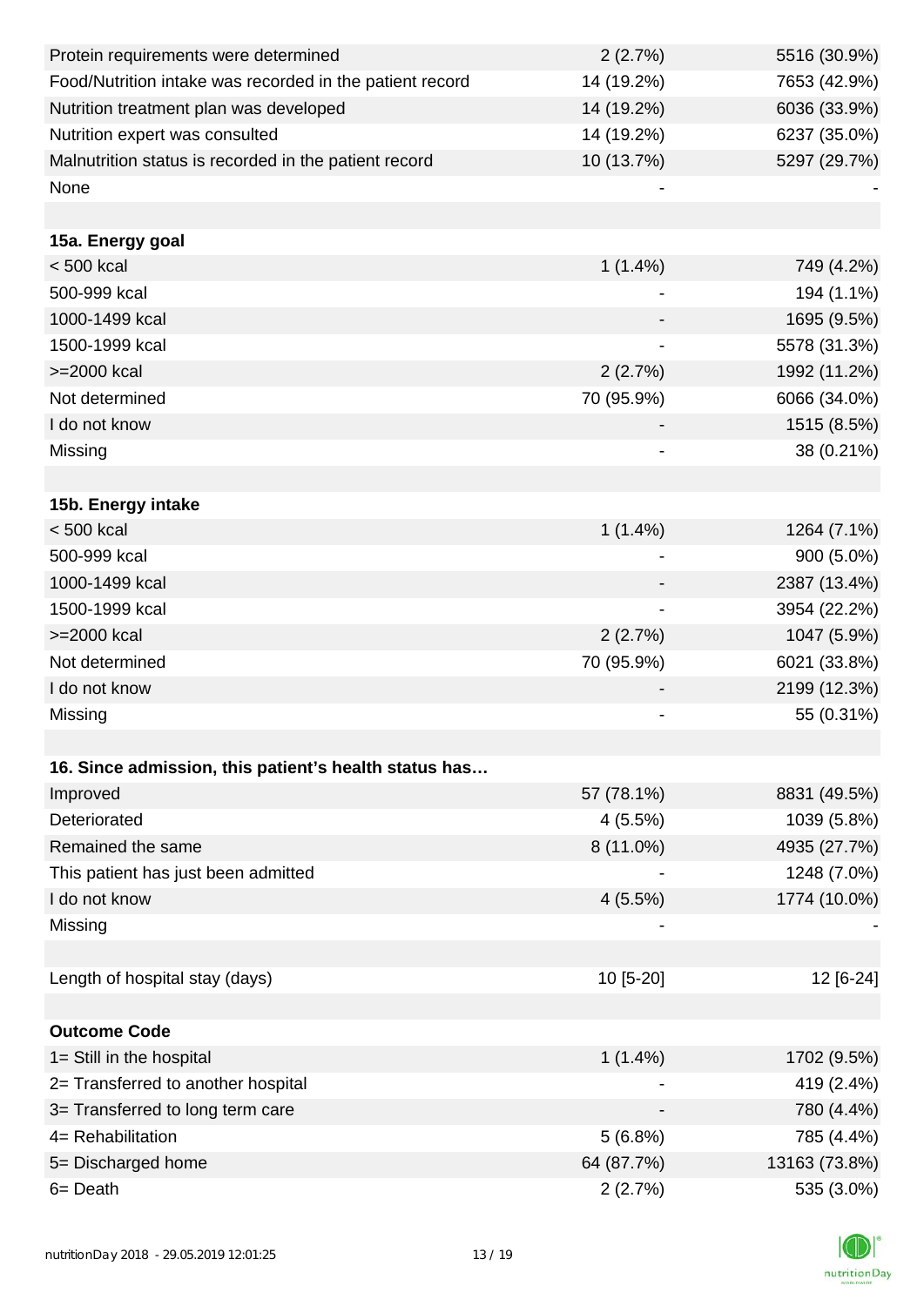| | | |
|---|---|---|
| Protein requirements were determined | 2 (2.7%) | 5516 (30.9%) |
| Food/Nutrition intake was recorded in the patient record | 14 (19.2%) | 7653 (42.9%) |
| Nutrition treatment plan was developed | 14 (19.2%) | 6036 (33.9%) |
| Nutrition expert was consulted | 14 (19.2%) | 6237 (35.0%) |
| Malnutrition status is recorded in the patient record | 10 (13.7%) | 5297 (29.7%) |
| None | - | - |
| | | |
| **15a. Energy goal** | | |
| < 500 kcal | 1 (1.4%) | 749 (4.2%) |
| 500-999 kcal | - | 194 (1.1%) |
| 1000-1499 kcal | - | 1695 (9.5%) |
| 1500-1999 kcal | - | 5578 (31.3%) |
| >=2000 kcal | 2 (2.7%) | 1992 (11.2%) |
| Not determined | 70 (95.9%) | 6066 (34.0%) |
| I do not know | - | 1515 (8.5%) |
| Missing | - | 38 (0.21%) |
| | | |
| **15b. Energy intake** | | |
| < 500 kcal | 1 (1.4%) | 1264 (7.1%) |
| 500-999 kcal | - | 900 (5.0%) |
| 1000-1499 kcal | - | 2387 (13.4%) |
| 1500-1999 kcal | - | 3954 (22.2%) |
| >=2000 kcal | 2 (2.7%) | 1047 (5.9%) |
| Not determined | 70 (95.9%) | 6021 (33.8%) |
| I do not know | - | 2199 (12.3%) |
| Missing | - | 55 (0.31%) |
| | | |
| **16. Since admission, this patient's health status has…** | | |
| Improved | 57 (78.1%) | 8831 (49.5%) |
| Deteriorated | 4 (5.5%) | 1039 (5.8%) |
| Remained the same | 8 (11.0%) | 4935 (27.7%) |
| This patient has just been admitted | - | 1248 (7.0%) |
| I do not know | 4 (5.5%) | 1774 (10.0%) |
| Missing | - | - |
| | | |
| Length of hospital stay (days) | 10 [5-20] | 12 [6-24] |
| | | |
| **Outcome Code** | | |
| 1= Still in the hospital | 1 (1.4%) | 1702 (9.5%) |
| 2= Transferred to another hospital | - | 419 (2.4%) |
| 3= Transferred to long term care | - | 780 (4.4%) |
| 4= Rehabilitation | 5 (6.8%) | 785 (4.4%) |
| 5= Discharged home | 64 (87.7%) | 13163 (73.8%) |
| 6= Death | 2 (2.7%) | 535 (3.0%) |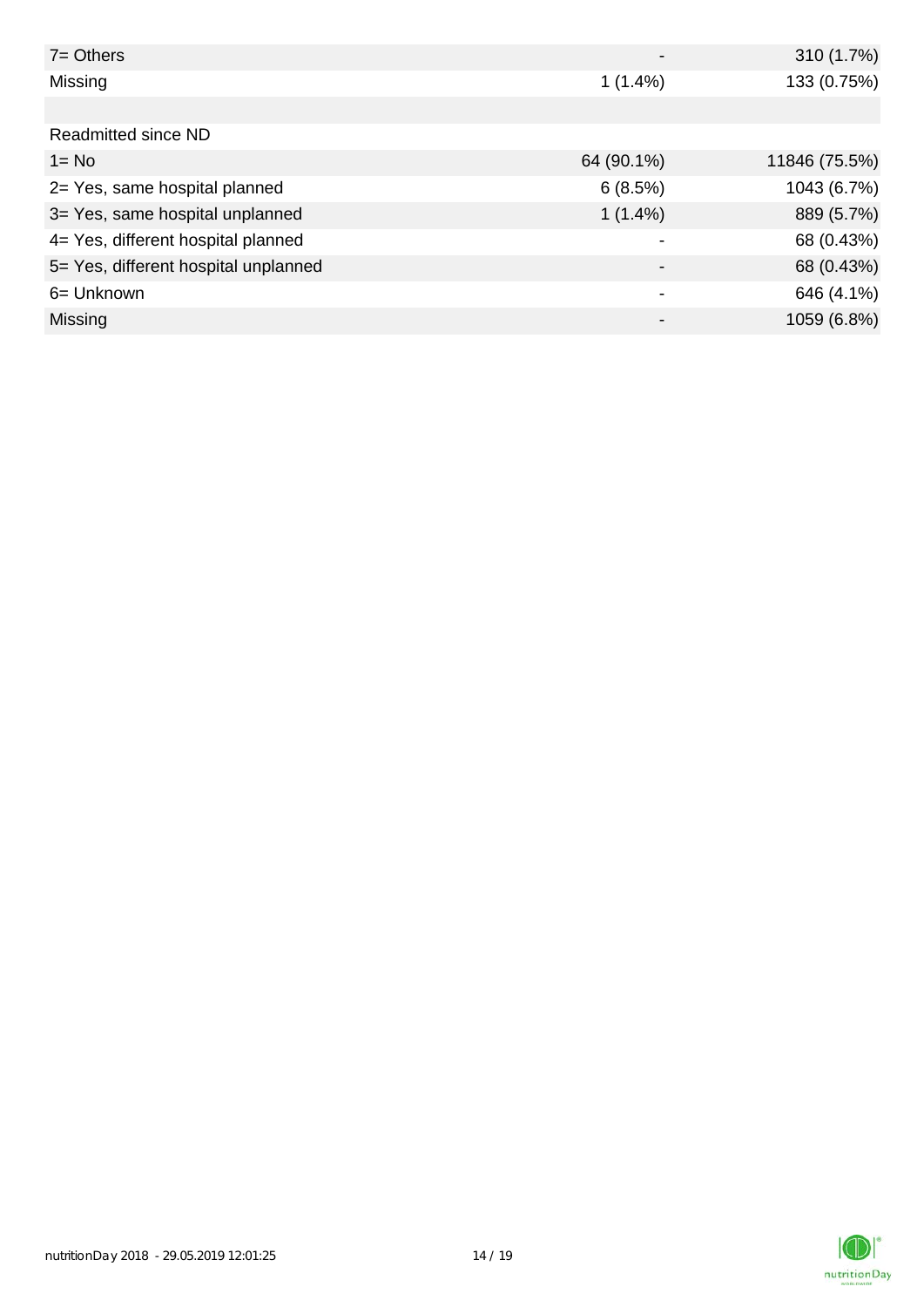| | | |
|---|---|---|
| 7= Others | - | 310 (1.7%) |
| Missing | 1 (1.4%) | 133 (0.75%) |
| | | |
| Readmitted since ND | | |
| 1= No | 64 (90.1%) | 11846 (75.5%) |
| 2= Yes, same hospital planned | 6 (8.5%) | 1043 (6.7%) |
| 3= Yes, same hospital unplanned | 1 (1.4%) | 889 (5.7%) |
| 4= Yes, different hospital planned | - | 68 (0.43%) |
| 5= Yes, different hospital unplanned | - | 68 (0.43%) |
| 6= Unknown | - | 646 (4.1%) |
| Missing | - | 1059 (6.8%) |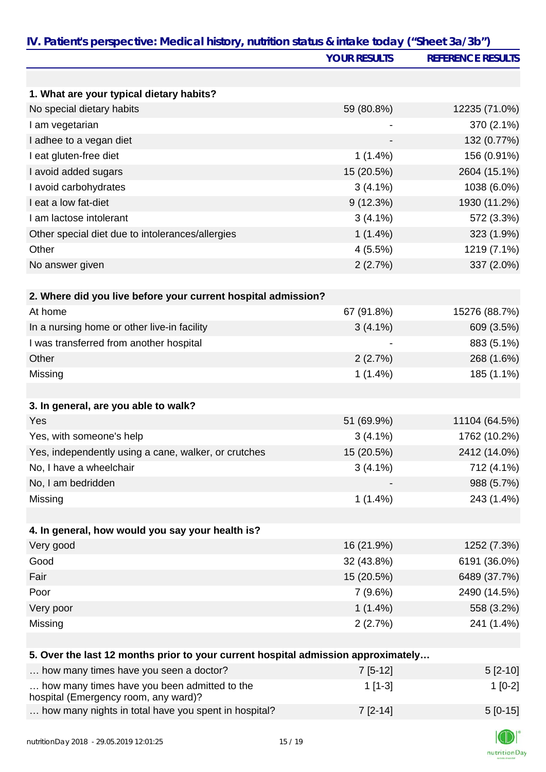## IV. Patient's perspective: Medical history, nutrition status & intake today ("Sheet 3a/3b")

| | YOUR RESULTS | REFERENCE RESULTS |
|---|---|---|
| **1. What are your typical dietary habits?** | | |
| No special dietary habits | 59 (80.8%) | 12235 (71.0%) |
| I am vegetarian | - | 370 (2.1%) |
| I adhee to a vegan diet | - | 132 (0.77%) |
| I eat gluten-free diet | 1 (1.4%) | 156 (0.91%) |
| I avoid added sugars | 15 (20.5%) | 2604 (15.1%) |
| I avoid carbohydrates | 3 (4.1%) | 1038 (6.0%) |
| I eat a low fat-diet | 9 (12.3%) | 1930 (11.2%) |
| I am lactose intolerant | 3 (4.1%) | 572 (3.3%) |
| Other special diet due to intolerances/allergies | 1 (1.4%) | 323 (1.9%) |
| Other | 4 (5.5%) | 1219 (7.1%) |
| No answer given | 2 (2.7%) | 337 (2.0%) |
| **2. Where did you live before your current hospital admission?** | | |
| At home | 67 (91.8%) | 15276 (88.7%) |
| In a nursing home or other live-in facility | 3 (4.1%) | 609 (3.5%) |
| I was transferred from another hospital | - | 883 (5.1%) |
| Other | 2 (2.7%) | 268 (1.6%) |
| Missing | 1 (1.4%) | 185 (1.1%) |
| **3. In general, are you able to walk?** | | |
| Yes | 51 (69.9%) | 11104 (64.5%) |
| Yes, with someone's help | 3 (4.1%) | 1762 (10.2%) |
| Yes, independently using a cane, walker, or crutches | 15 (20.5%) | 2412 (14.0%) |
| No, I have a wheelchair | 3 (4.1%) | 712 (4.1%) |
| No, I am bedridden | - | 988 (5.7%) |
| Missing | 1 (1.4%) | 243 (1.4%) |
| **4. In general, how would you say your health is?** | | |
| Very good | 16 (21.9%) | 1252 (7.3%) |
| Good | 32 (43.8%) | 6191 (36.0%) |
| Fair | 15 (20.5%) | 6489 (37.7%) |
| Poor | 7 (9.6%) | 2490 (14.5%) |
| Very poor | 1 (1.4%) | 558 (3.2%) |
| Missing | 2 (2.7%) | 241 (1.4%) |
| **5. Over the last 12 months prior to your current hospital admission approximately…** | | |
| … how many times have you seen a doctor? | 7 [5-12] | 5 [2-10] |
| … how many times have you been admitted to the hospital (Emergency room, any ward)? | 1 [1-3] | 1 [0-2] |
| … how many nights in total have you spent in hospital? | 7 [2-14] | 5 [0-15] |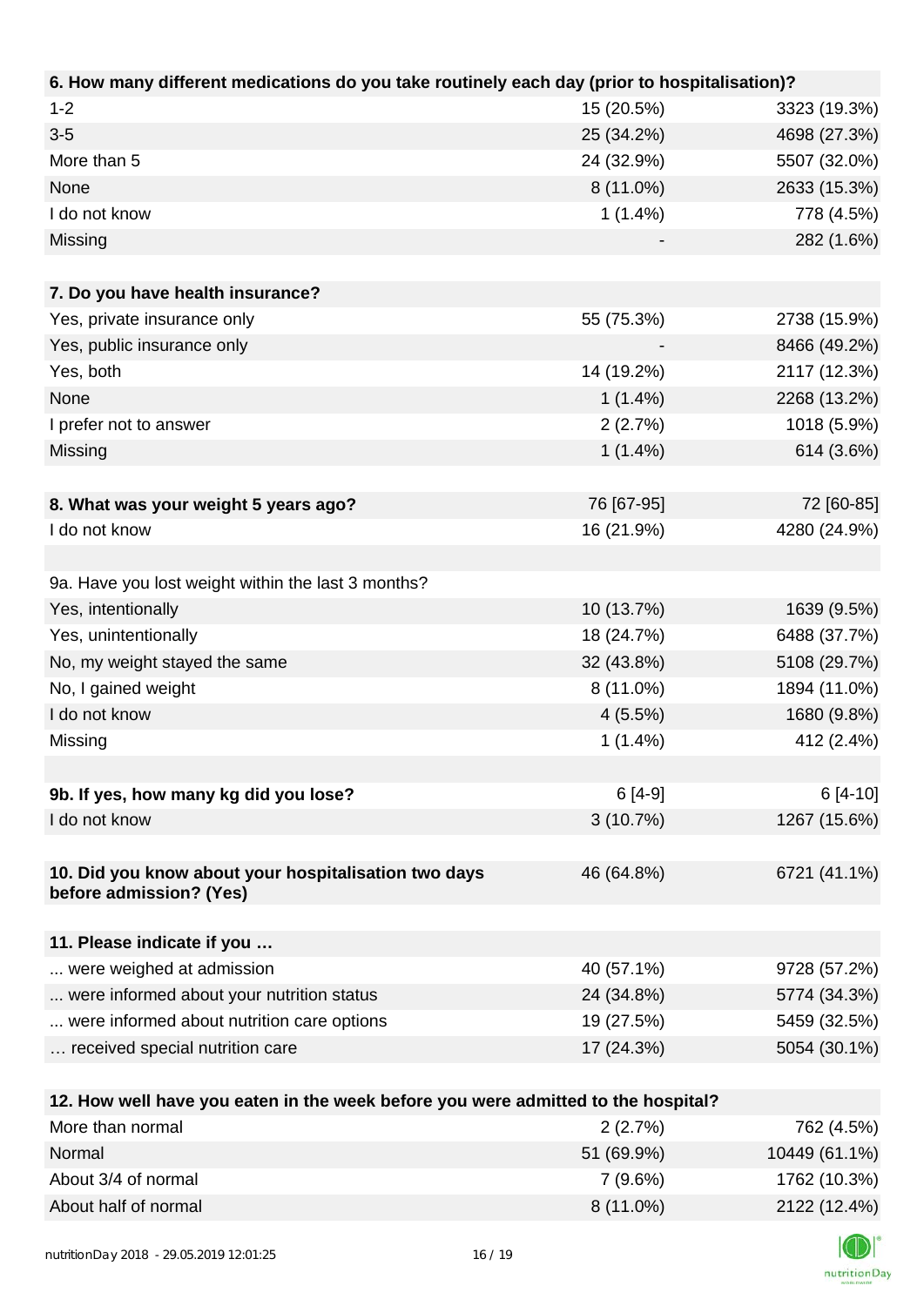| 6. How many different medications do you take routinely each day (prior to hospitalisation)? | | |
|---|---|---|
| 1-2 | 15 (20.5%) | 3323 (19.3%) |
| 3-5 | 25 (34.2%) | 4698 (27.3%) |
| More than 5 | 24 (32.9%) | 5507 (32.0%) |
| None | 8 (11.0%) | 2633 (15.3%) |
| I do not know | 1 (1.4%) | 778 (4.5%) |
| Missing | - | 282 (1.6%) |

| 7. Do you have health insurance? | | |
|---|---|---|
| Yes, private insurance only | 55 (75.3%) | 2738 (15.9%) |
| Yes, public insurance only | - | 8466 (49.2%) |
| Yes, both | 14 (19.2%) | 2117 (12.3%) |
| None | 1 (1.4%) | 2268 (13.2%) |
| I prefer not to answer | 2 (2.7%) | 1018 (5.9%) |
| Missing | 1 (1.4%) | 614 (3.6%) |

| 8. What was your weight 5 years ago? | 76 [67-95] | 72 [60-85] |
|---|---|---|
| I do not know | 16 (21.9%) | 4280 (24.9%) |

| 9a. Have you lost weight within the last 3 months? | | |
|---|---|---|
| Yes, intentionally | 10 (13.7%) | 1639 (9.5%) |
| Yes, unintentionally | 18 (24.7%) | 6488 (37.7%) |
| No, my weight stayed the same | 32 (43.8%) | 5108 (29.7%) |
| No, I gained weight | 8 (11.0%) | 1894 (11.0%) |
| I do not know | 4 (5.5%) | 1680 (9.8%) |
| Missing | 1 (1.4%) | 412 (2.4%) |

| 9b. If yes, how many kg did you lose? | 6 [4-9] | 6 [4-10] |
|---|---|---|
| I do not know | 3 (10.7%) | 1267 (15.6%) |

| 10. Did you know about your hospitalisation two days before admission? (Yes) | 46 (64.8%) | 6721 (41.1%) |
|---|---|---|

| 11. Please indicate if you … | | |
|---|---|---|
| ... were weighed at admission | 40 (57.1%) | 9728 (57.2%) |
| ... were informed about your nutrition status | 24 (34.8%) | 5774 (34.3%) |
| ... were informed about nutrition care options | 19 (27.5%) | 5459 (32.5%) |
| … received special nutrition care | 17 (24.3%) | 5054 (30.1%) |

| 12. How well have you eaten in the week before you were admitted to the hospital? | | |
|---|---|---|
| More than normal | 2 (2.7%) | 762 (4.5%) |
| Normal | 51 (69.9%) | 10449 (61.1%) |
| About 3/4 of normal | 7 (9.6%) | 1762 (10.3%) |
| About half of normal | 8 (11.0%) | 2122 (12.4%) |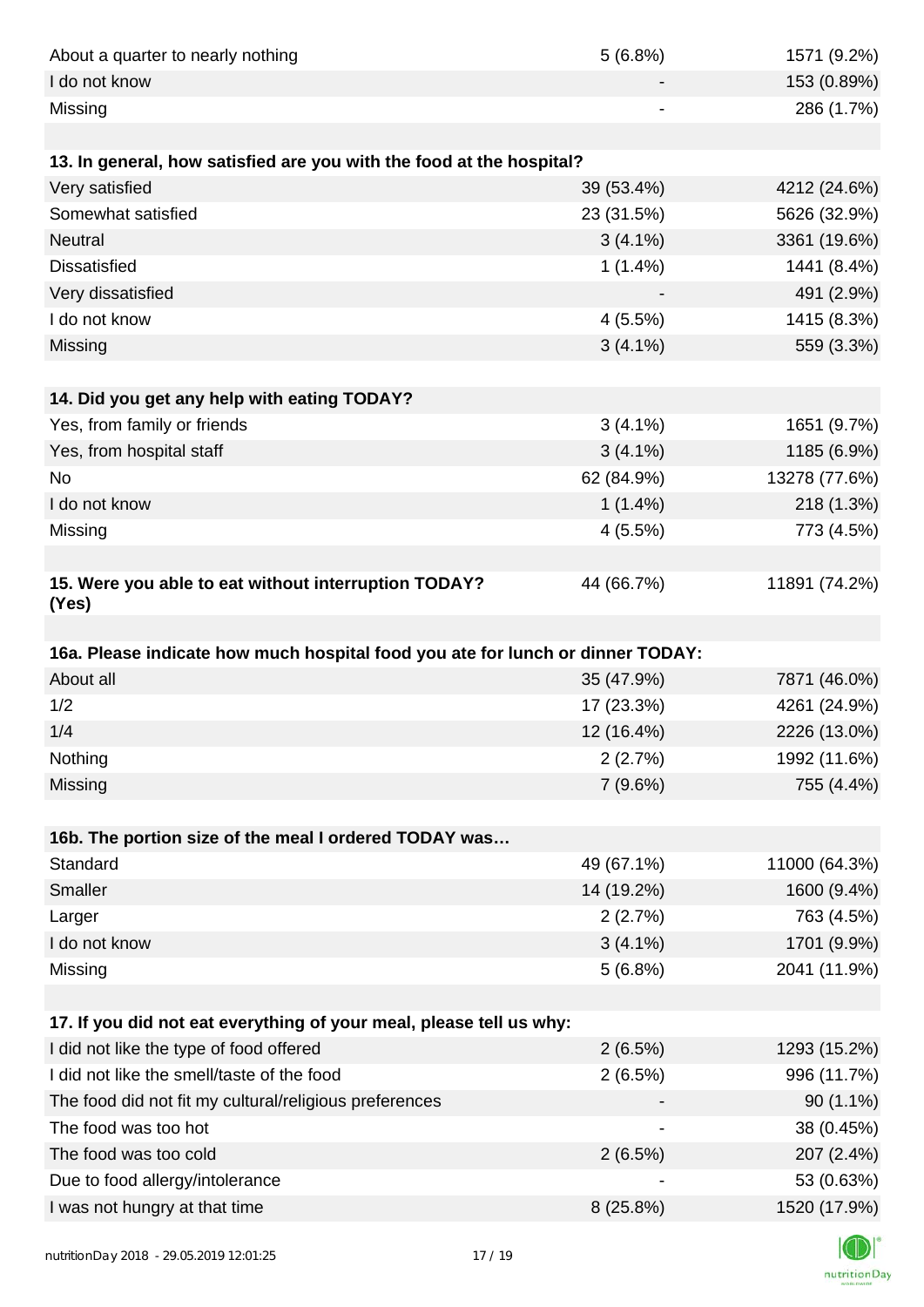| | | |
|---|---|---|
| About a quarter to nearly nothing | 5 (6.8%) | 1571 (9.2%) |
| I do not know | - | 153 (0.89%) |
| Missing | - | 286 (1.7%) |

| **13. In general, how satisfied are you with the food at the hospital?** | | |
|---|---|---|
| Very satisfied | 39 (53.4%) | 4212 (24.6%) |
| Somewhat satisfied | 23 (31.5%) | 5626 (32.9%) |
| Neutral | 3 (4.1%) | 3361 (19.6%) |
| Dissatisfied | 1 (1.4%) | 1441 (8.4%) |
| Very dissatisfied | - | 491 (2.9%) |
| I do not know | 4 (5.5%) | 1415 (8.3%) |
| Missing | 3 (4.1%) | 559 (3.3%) |

| **14. Did you get any help with eating TODAY?** | | |
|---|---|---|
| Yes, from family or friends | 3 (4.1%) | 1651 (9.7%) |
| Yes, from hospital staff | 3 (4.1%) | 1185 (6.9%) |
| No | 62 (84.9%) | 13278 (77.6%) |
| I do not know | 1 (1.4%) | 218 (1.3%) |
| Missing | 4 (5.5%) | 773 (4.5%) |

| **15. Were you able to eat without interruption TODAY? (Yes)** | 44 (66.7%) | 11891 (74.2%) |
|---|---|---|

| **16a. Please indicate how much hospital food you ate for lunch or dinner TODAY:** | | |
|---|---|---|
| About all | 35 (47.9%) | 7871 (46.0%) |
| 1/2 | 17 (23.3%) | 4261 (24.9%) |
| 1/4 | 12 (16.4%) | 2226 (13.0%) |
| Nothing | 2 (2.7%) | 1992 (11.6%) |
| Missing | 7 (9.6%) | 755 (4.4%) |

| **16b. The portion size of the meal I ordered TODAY was…** | | |
|---|---|---|
| Standard | 49 (67.1%) | 11000 (64.3%) |
| Smaller | 14 (19.2%) | 1600 (9.4%) |
| Larger | 2 (2.7%) | 763 (4.5%) |
| I do not know | 3 (4.1%) | 1701 (9.9%) |
| Missing | 5 (6.8%) | 2041 (11.9%) |

| **17. If you did not eat everything of your meal, please tell us why:** | | |
|---|---|---|
| I did not like the type of food offered | 2 (6.5%) | 1293 (15.2%) |
| I did not like the smell/taste of the food | 2 (6.5%) | 996 (11.7%) |
| The food did not fit my cultural/religious preferences | - | 90 (1.1%) |
| The food was too hot | - | 38 (0.45%) |
| The food was too cold | 2 (6.5%) | 207 (2.4%) |
| Due to food allergy/intolerance | - | 53 (0.63%) |
| I was not hungry at that time | 8 (25.8%) | 1520 (17.9%) |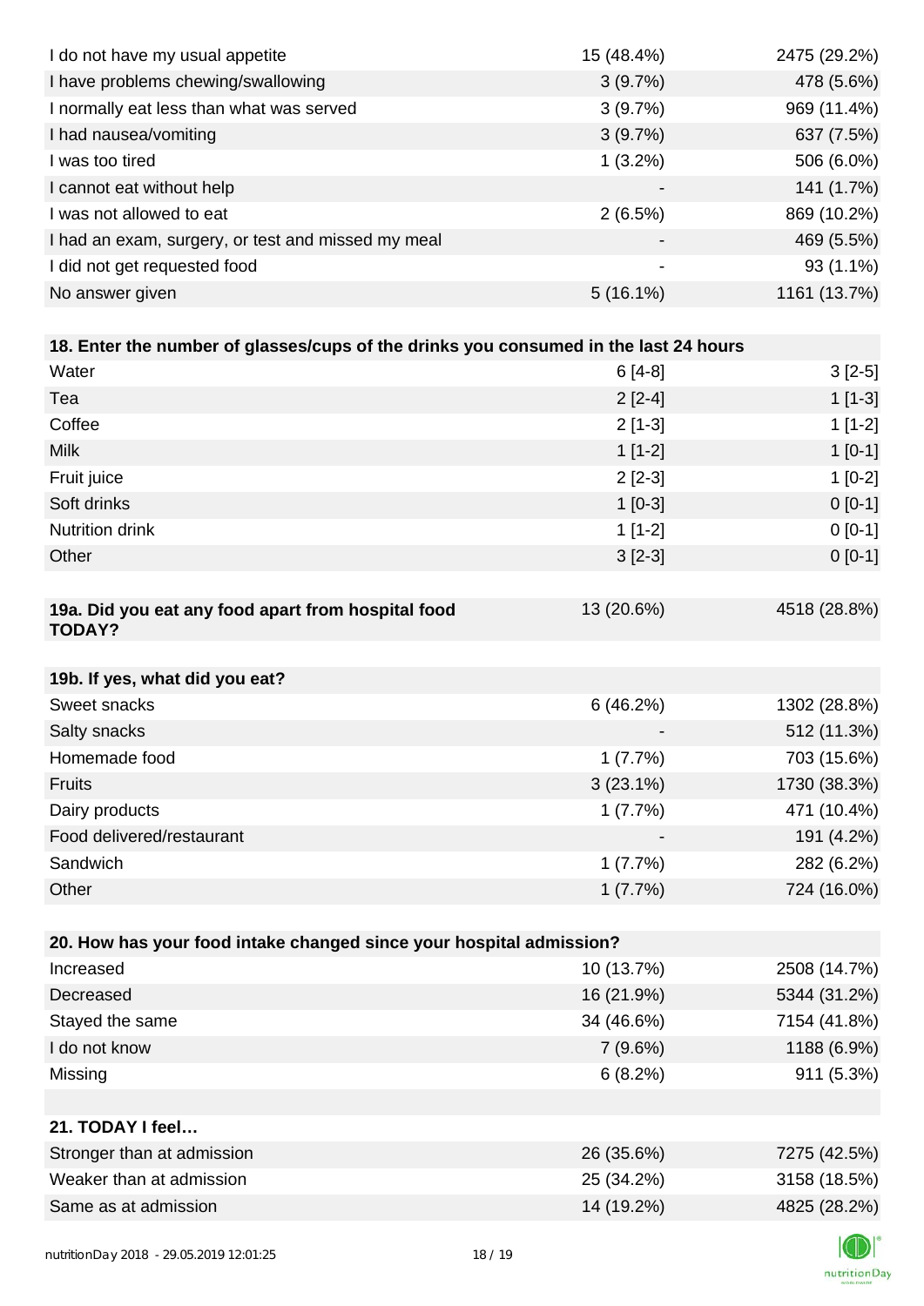| | | |
|---|---|---|
| I do not have my usual appetite | 15 (48.4%) | 2475 (29.2%) |
| I have problems chewing/swallowing | 3 (9.7%) | 478 (5.6%) |
| I normally eat less than what was served | 3 (9.7%) | 969 (11.4%) |
| I had nausea/vomiting | 3 (9.7%) | 637 (7.5%) |
| I was too tired | 1 (3.2%) | 506 (6.0%) |
| I cannot eat without help | - | 141 (1.7%) |
| I was not allowed to eat | 2 (6.5%) | 869 (10.2%) |
| I had an exam, surgery, or test and missed my meal | - | 469 (5.5%) |
| I did not get requested food | - | 93 (1.1%) |
| No answer given | 5 (16.1%) | 1161 (13.7%) |

| **18. Enter the number of glasses/cups of the drinks you consumed in the last 24 hours** | | |
|---|---|---|
| Water | 6 [4-8] | 3 [2-5] |
| Tea | 2 [2-4] | 1 [1-3] |
| Coffee | 2 [1-3] | 1 [1-2] |
| Milk | 1 [1-2] | 1 [0-1] |
| Fruit juice | 2 [2-3] | 1 [0-2] |
| Soft drinks | 1 [0-3] | 0 [0-1] |
| Nutrition drink | 1 [1-2] | 0 [0-1] |
| Other | 3 [2-3] | 0 [0-1] |

| **19a. Did you eat any food apart from hospital food TODAY?** | 13 (20.6%) | 4518 (28.8%) |
|---|---|---|

| **19b. If yes, what did you eat?** | | |
|---|---|---|
| Sweet snacks | 6 (46.2%) | 1302 (28.8%) |
| Salty snacks | - | 512 (11.3%) |
| Homemade food | 1 (7.7%) | 703 (15.6%) |
| Fruits | 3 (23.1%) | 1730 (38.3%) |
| Dairy products | 1 (7.7%) | 471 (10.4%) |
| Food delivered/restaurant | - | 191 (4.2%) |
| Sandwich | 1 (7.7%) | 282 (6.2%) |
| Other | 1 (7.7%) | 724 (16.0%) |

| **20. How has your food intake changed since your hospital admission?** | | |
|---|---|---|
| Increased | 10 (13.7%) | 2508 (14.7%) |
| Decreased | 16 (21.9%) | 5344 (31.2%) |
| Stayed the same | 34 (46.6%) | 7154 (41.8%) |
| I do not know | 7 (9.6%) | 1188 (6.9%) |
| Missing | 6 (8.2%) | 911 (5.3%) |

| **21. TODAY I feel…** | | |
|---|---|---|
| Stronger than at admission | 26 (35.6%) | 7275 (42.5%) |
| Weaker than at admission | 25 (34.2%) | 3158 (18.5%) |
| Same as at admission | 14 (19.2%) | 4825 (28.2%) |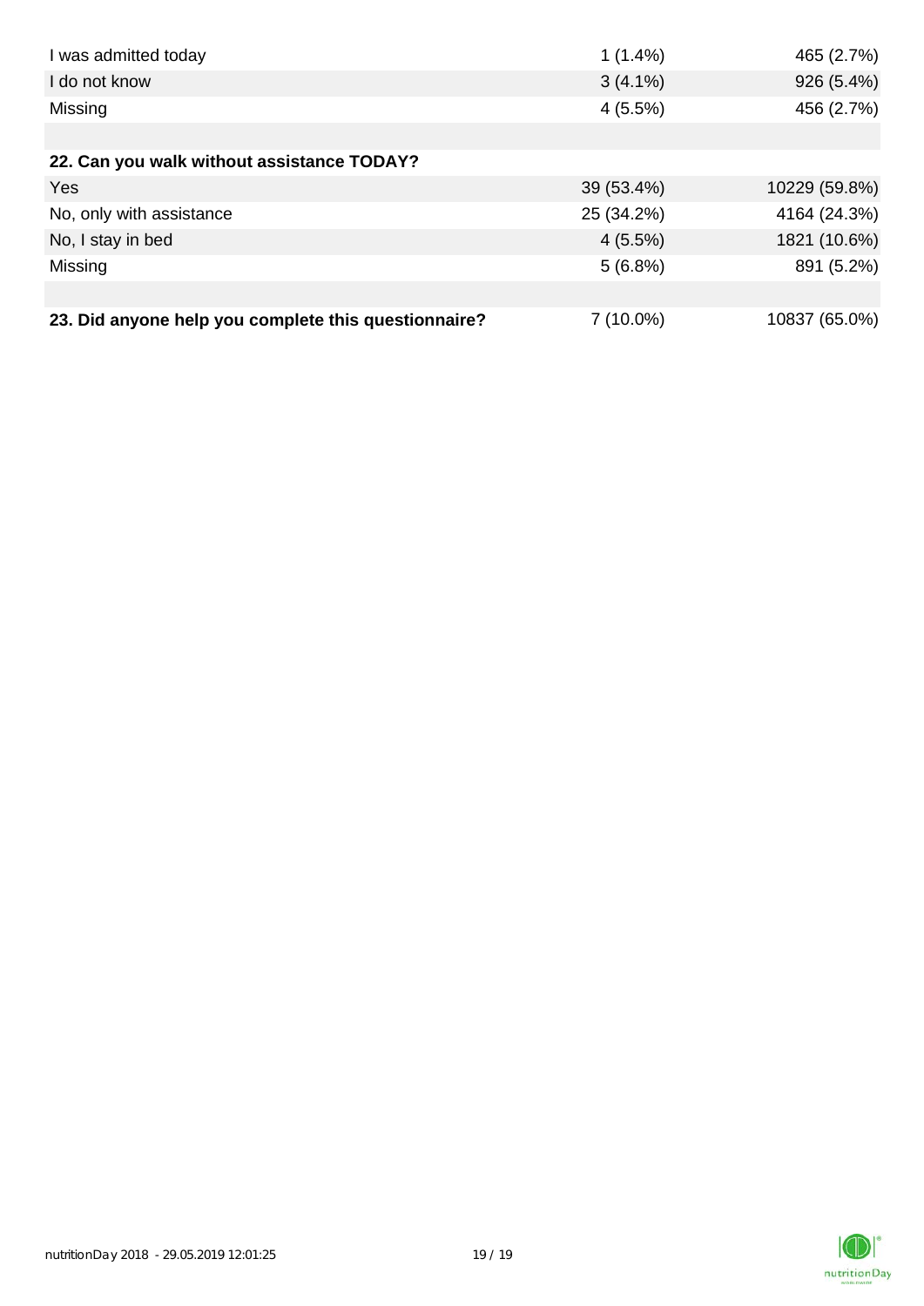| | | |
|---|---|---|
| I was admitted today | 1 (1.4%) | 465 (2.7%) |
| I do not know | 3 (4.1%) | 926 (5.4%) |
| Missing | 4 (5.5%) | 456 (2.7%) |
| | | |
| **22. Can you walk without assistance TODAY?** | | |
| Yes | 39 (53.4%) | 10229 (59.8%) |
| No, only with assistance | 25 (34.2%) | 4164 (24.3%) |
| No, I stay in bed | 4 (5.5%) | 1821 (10.6%) |
| Missing | 5 (6.8%) | 891 (5.2%) |
| | | |
| **23. Did anyone help you complete this questionnaire?** | 7 (10.0%) | 10837 (65.0%) |

nutritionDay 2018 - 29.05.2019 12:01:25